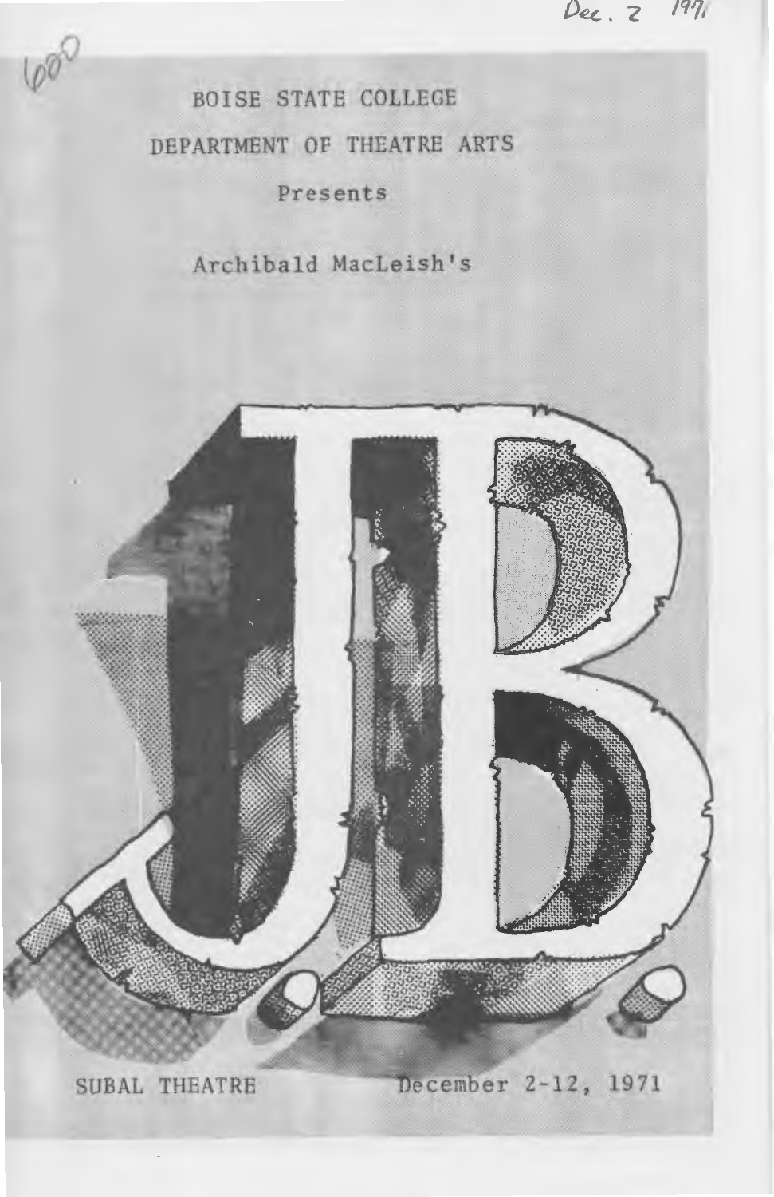Dec. 2 1971

600

BOISE STATE COLLEGE

DEPARTMENT OF THEATRE ARTS

Presents

Archibald MacLeish's

# JB

SUBAL THEATRE December 2-12, 1971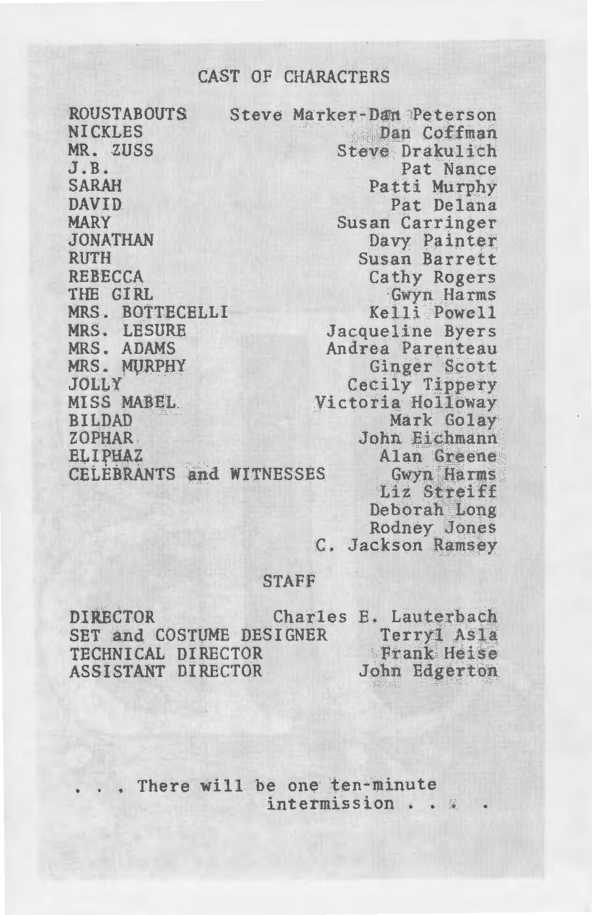## CAST OF CHARACTERS

| | |
|---|---|
| ROUSTABOUTS | Steve Marker-Dan Peterson |
| NICKLES | Dan Coffman |
| MR. ZUSS | Steve Drakulich |
| J.B. | Pat Nance |
| SARAH | Patti Murphy |
| DAVID | Pat Delana |
| MARY | Susan Carringer |
| JONATHAN | Davy Painter |
| RUTH | Susan Barrett |
| REBECCA | Cathy Rogers |
| THE GIRL | Gwyn Harms |
| MRS. BOTTECELLI | Kelli Powell |
| MRS. LESURE | Jacqueline Byers |
| MRS. ADAMS | Andrea Parenteau |
| MRS. MURPHY | Ginger Scott |
| JOLLY | Cecily Tippery |
| MISS MABEL | Victoria Holloway |
| BILDAD | Mark Golay |
| ZOPHAR | John Eichmann |
| ELIPHAZ | Alan Greene |
| CELEBRANTS and WITNESSES | Gwyn Harms |
| | Liz Streiff |
| | Deborah Long |
| | Rodney Jones |
| | C. Jackson Ramsey |

## STAFF

| | |
|---|---|
| DIRECTOR | Charles E. Lauterbach |
| SET and COSTUME DESIGNER | Terryl Asla |
| TECHNICAL DIRECTOR | Frank Heise |
| ASSISTANT DIRECTOR | John Edgerton |

. . . There will be one ten-minute intermission . . . .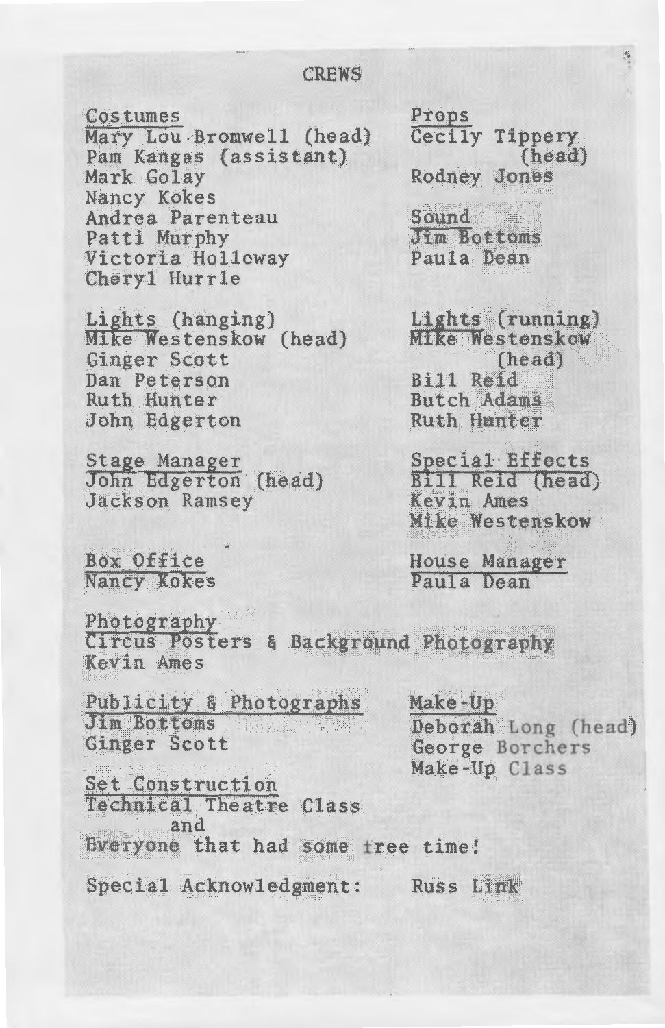# CREWS

**Costumes**
Mary Lou Bromwell (head)
Pam Kangas (assistant)
Mark Golay
Nancy Kokes
Andrea Parenteau
Patti Murphy
Victoria Holloway
Cheryl Hurrle

**Props**
Cecily Tippery (head)
Rodney Jones

**Sound**
Jim Bottoms
Paula Dean

**Lights (hanging)**
Mike Westenskow (head)
Ginger Scott
Dan Peterson
Ruth Hunter
John Edgerton

**Lights (running)**
Mike Westenskow (head)
Bill Reid
Butch Adams
Ruth Hunter

**Stage Manager**
John Edgerton (head)
Jackson Ramsey

**Special Effects**
Bill Reid (head)
Kevin Ames
Mike Westenskow

**Box Office**
Nancy Kokes

**House Manager**
Paula Dean

**Photography**
Circus Posters & Background Photography
Kevin Ames

**Publicity & Photographs**
Jim Bottoms
Ginger Scott

**Make-Up**
Deborah Long (head)
George Borchers
Make-Up Class

**Set Construction**
Technical Theatre Class
and
Everyone that had some free time!

Special Acknowledgment: Russ Link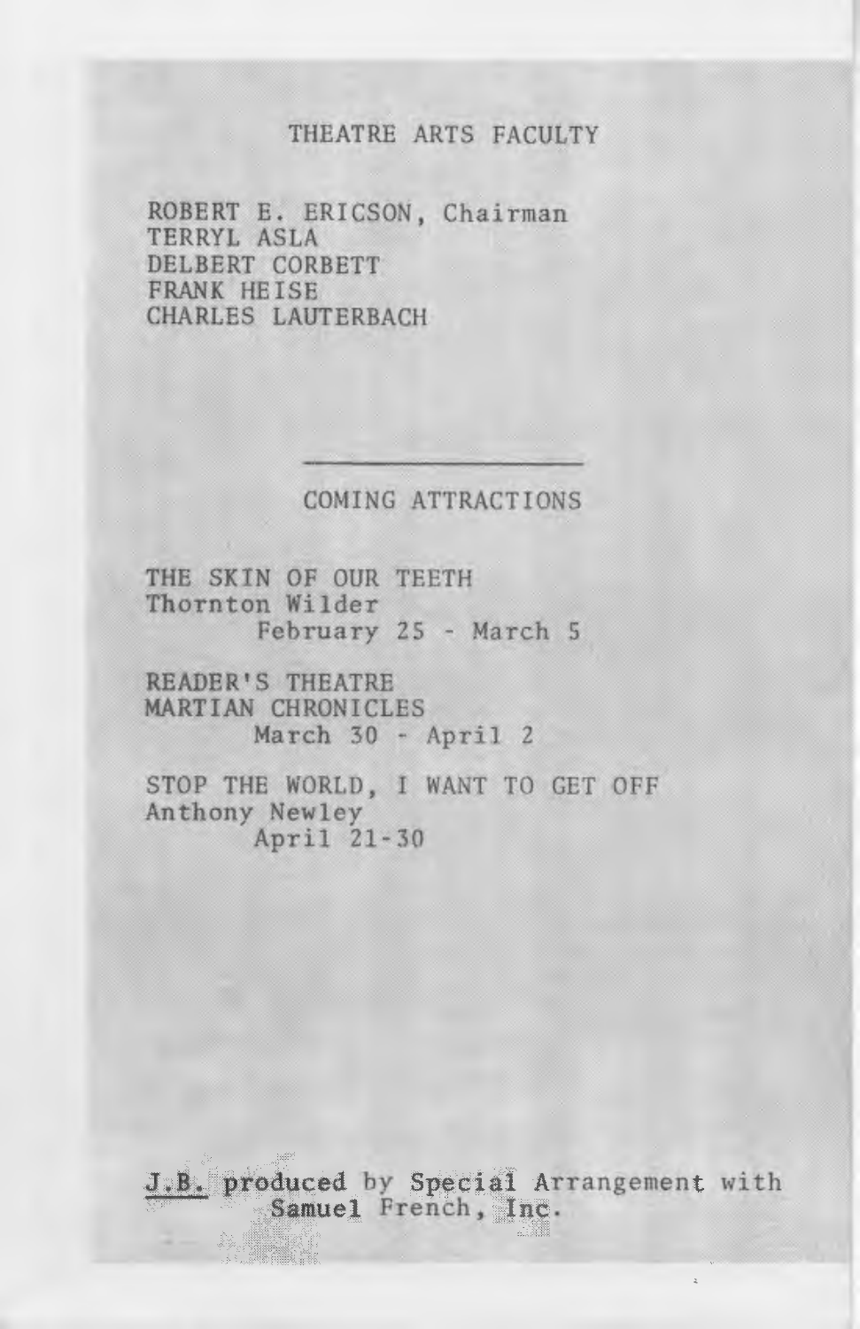## THEATRE ARTS FACULTY

ROBERT E. ERICSON, Chairman
TERRYL ASLA
DELBERT CORBETT
FRANK HEISE
CHARLES LAUTERBACH

---

## COMING ATTRACTIONS

THE SKIN OF OUR TEETH
Thornton Wilder
February 25 - March 5

READER'S THEATRE
MARTIAN CHRONICLES
March 30 - April 2

STOP THE WORLD, I WANT TO GET OFF
Anthony Newley
April 21-30

J.B. produced by Special Arrangement with Samuel French, Inc.